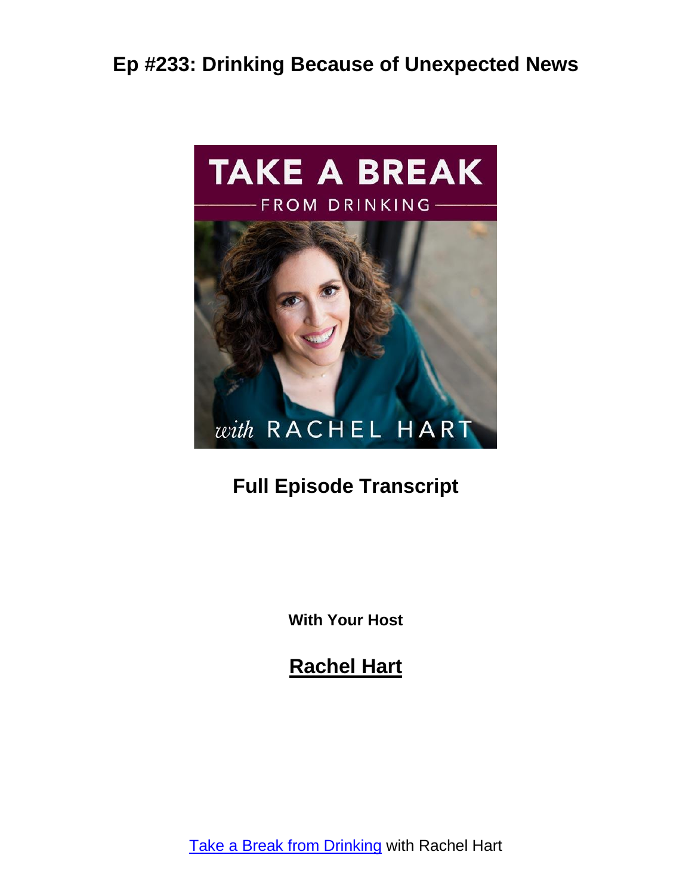# Ep #233: Drinking Because of Unexpected News

## Full Episode Transcript

**With Your Host**

## Rachel Hart

Take a Break from Drinking with Rachel Hart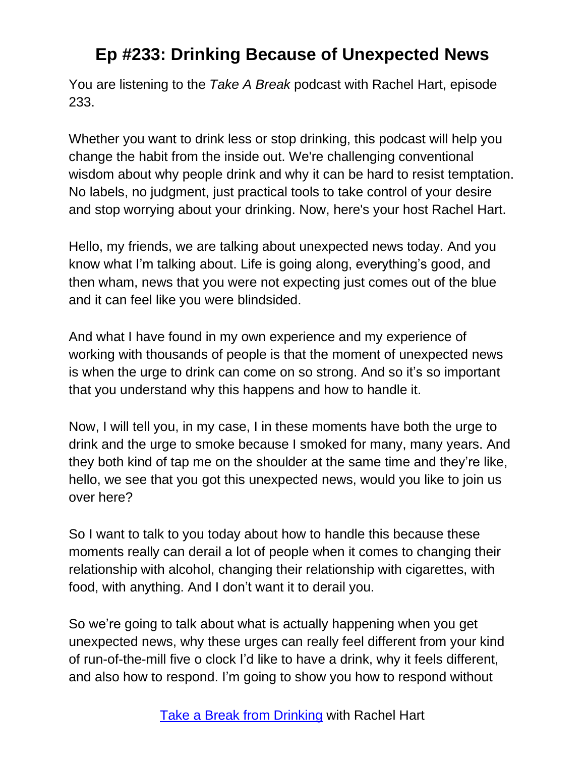# Ep #233: Drinking Because of Unexpected News

You are listening to the *Take A Break* podcast with Rachel Hart, episode 233.

Whether you want to drink less or stop drinking, this podcast will help you change the habit from the inside out. We're challenging conventional wisdom about why people drink and why it can be hard to resist temptation. No labels, no judgment, just practical tools to take control of your desire and stop worrying about your drinking. Now, here's your host Rachel Hart.

Hello, my friends, we are talking about unexpected news today. And you know what I'm talking about. Life is going along, everything's good, and then wham, news that you were not expecting just comes out of the blue and it can feel like you were blindsided.

And what I have found in my own experience and my experience of working with thousands of people is that the moment of unexpected news is when the urge to drink can come on so strong. And so it's so important that you understand why this happens and how to handle it.

Now, I will tell you, in my case, I in these moments have both the urge to drink and the urge to smoke because I smoked for many, many years. And they both kind of tap me on the shoulder at the same time and they're like, hello, we see that you got this unexpected news, would you like to join us over here?

So I want to talk to you today about how to handle this because these moments really can derail a lot of people when it comes to changing their relationship with alcohol, changing their relationship with cigarettes, with food, with anything. And I don't want it to derail you.

So we're going to talk about what is actually happening when you get unexpected news, why these urges can really feel different from your kind of run-of-the-mill five o clock I'd like to have a drink, why it feels different, and also how to respond. I'm going to show you how to respond without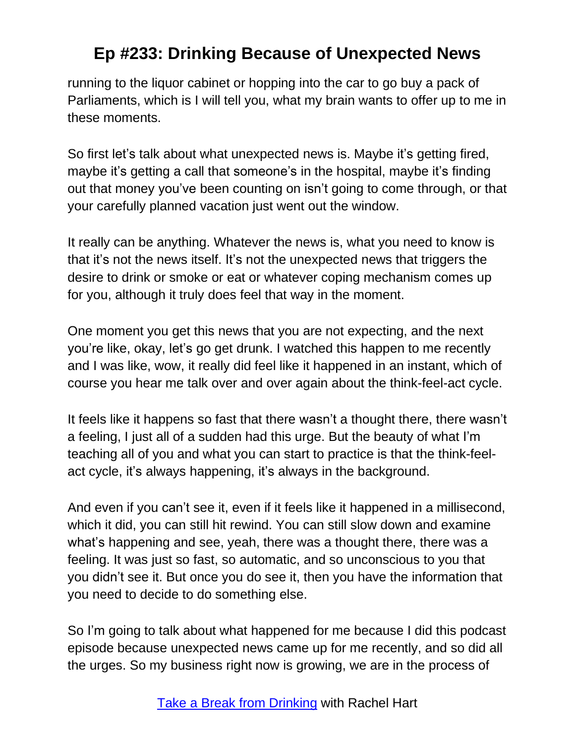running to the liquor cabinet or hopping into the car to go buy a pack of Parliaments, which is I will tell you, what my brain wants to offer up to me in these moments.

So first let's talk about what unexpected news is. Maybe it's getting fired, maybe it's getting a call that someone's in the hospital, maybe it's finding out that money you've been counting on isn't going to come through, or that your carefully planned vacation just went out the window.

It really can be anything. Whatever the news is, what you need to know is that it's not the news itself. It's not the unexpected news that triggers the desire to drink or smoke or eat or whatever coping mechanism comes up for you, although it truly does feel that way in the moment.

One moment you get this news that you are not expecting, and the next you're like, okay, let's go get drunk. I watched this happen to me recently and I was like, wow, it really did feel like it happened in an instant, which of course you hear me talk over and over again about the think-feel-act cycle.

It feels like it happens so fast that there wasn't a thought there, there wasn't a feeling, I just all of a sudden had this urge. But the beauty of what I'm teaching all of you and what you can start to practice is that the think-feel-act cycle, it's always happening, it's always in the background.

And even if you can't see it, even if it feels like it happened in a millisecond, which it did, you can still hit rewind. You can still slow down and examine what's happening and see, yeah, there was a thought there, there was a feeling. It was just so fast, so automatic, and so unconscious to you that you didn't see it. But once you do see it, then you have the information that you need to decide to do something else.

So I'm going to talk about what happened for me because I did this podcast episode because unexpected news came up for me recently, and so did all the urges. So my business right now is growing, we are in the process of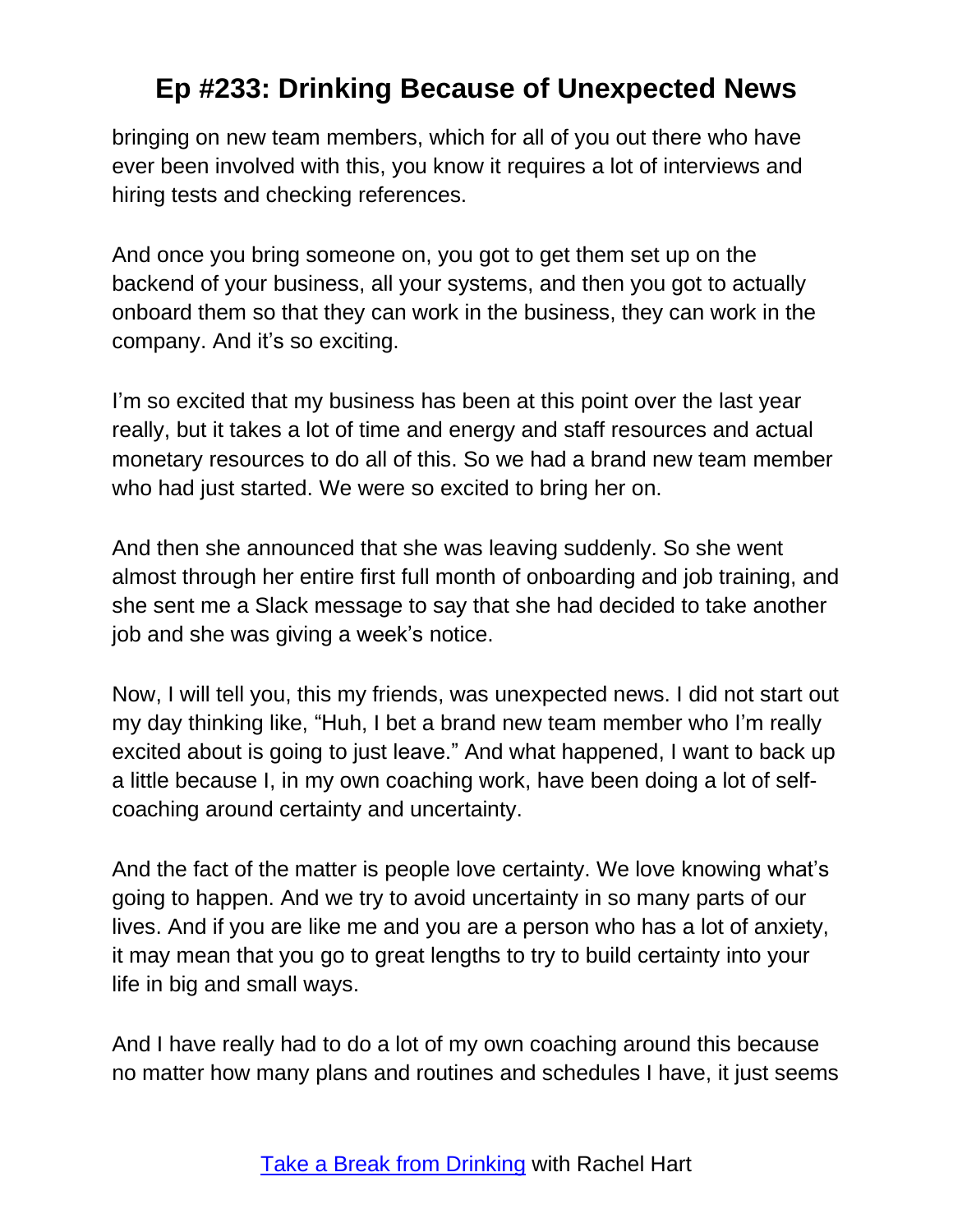bringing on new team members, which for all of you out there who have ever been involved with this, you know it requires a lot of interviews and hiring tests and checking references.

And once you bring someone on, you got to get them set up on the backend of your business, all your systems, and then you got to actually onboard them so that they can work in the business, they can work in the company. And it's so exciting.

I'm so excited that my business has been at this point over the last year really, but it takes a lot of time and energy and staff resources and actual monetary resources to do all of this. So we had a brand new team member who had just started. We were so excited to bring her on.

And then she announced that she was leaving suddenly. So she went almost through her entire first full month of onboarding and job training, and she sent me a Slack message to say that she had decided to take another job and she was giving a week's notice.

Now, I will tell you, this my friends, was unexpected news. I did not start out my day thinking like, "Huh, I bet a brand new team member who I'm really excited about is going to just leave." And what happened, I want to back up a little because I, in my own coaching work, have been doing a lot of self-coaching around certainty and uncertainty.

And the fact of the matter is people love certainty. We love knowing what's going to happen. And we try to avoid uncertainty in so many parts of our lives. And if you are like me and you are a person who has a lot of anxiety, it may mean that you go to great lengths to try to build certainty into your life in big and small ways.

And I have really had to do a lot of my own coaching around this because no matter how many plans and routines and schedules I have, it just seems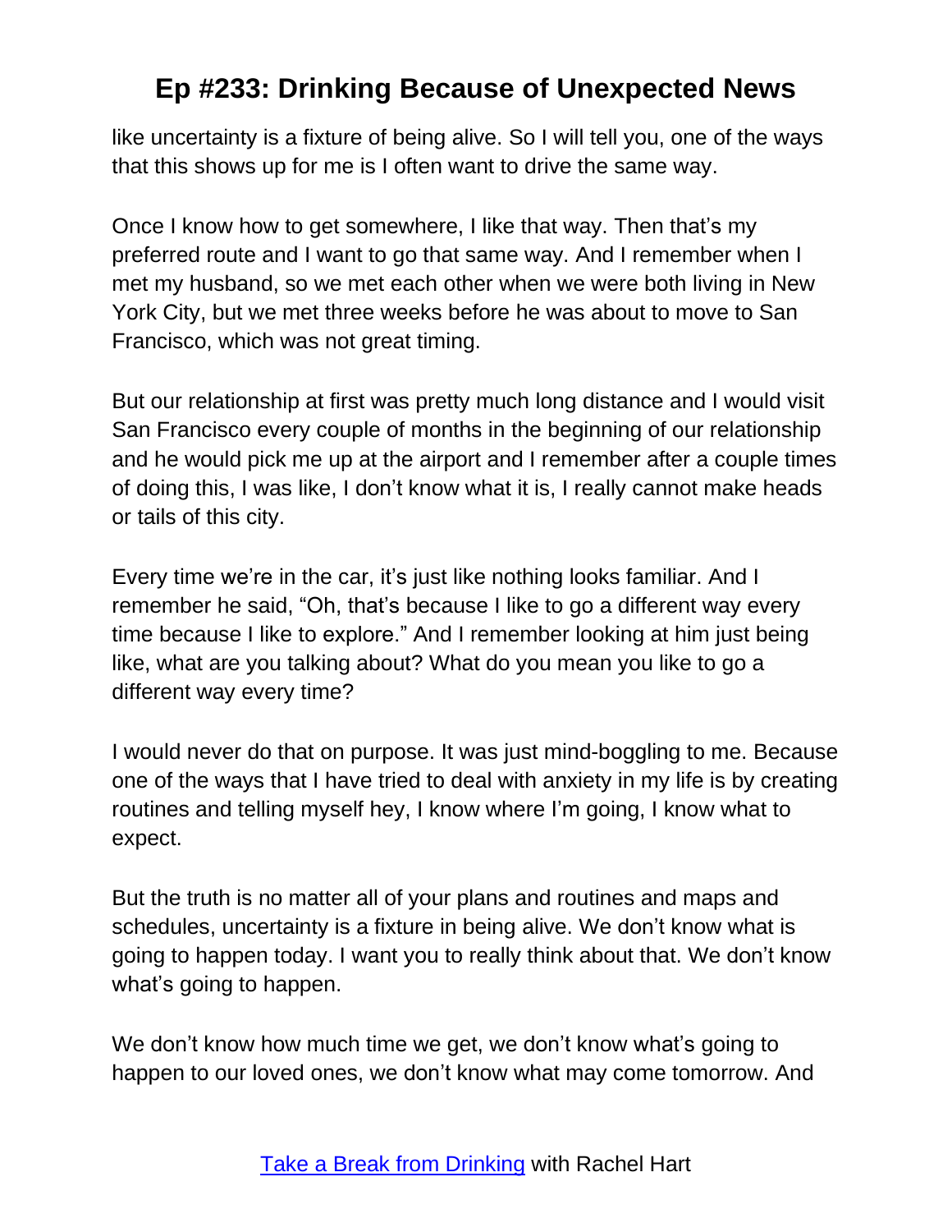like uncertainty is a fixture of being alive. So I will tell you, one of the ways that this shows up for me is I often want to drive the same way.

Once I know how to get somewhere, I like that way. Then that's my preferred route and I want to go that same way. And I remember when I met my husband, so we met each other when we were both living in New York City, but we met three weeks before he was about to move to San Francisco, which was not great timing.

But our relationship at first was pretty much long distance and I would visit San Francisco every couple of months in the beginning of our relationship and he would pick me up at the airport and I remember after a couple times of doing this, I was like, I don't know what it is, I really cannot make heads or tails of this city.

Every time we're in the car, it's just like nothing looks familiar. And I remember he said, "Oh, that's because I like to go a different way every time because I like to explore." And I remember looking at him just being like, what are you talking about? What do you mean you like to go a different way every time?

I would never do that on purpose. It was just mind-boggling to me. Because one of the ways that I have tried to deal with anxiety in my life is by creating routines and telling myself hey, I know where I'm going, I know what to expect.

But the truth is no matter all of your plans and routines and maps and schedules, uncertainty is a fixture in being alive. We don't know what is going to happen today. I want you to really think about that. We don't know what's going to happen.

We don't know how much time we get, we don't know what's going to happen to our loved ones, we don't know what may come tomorrow. And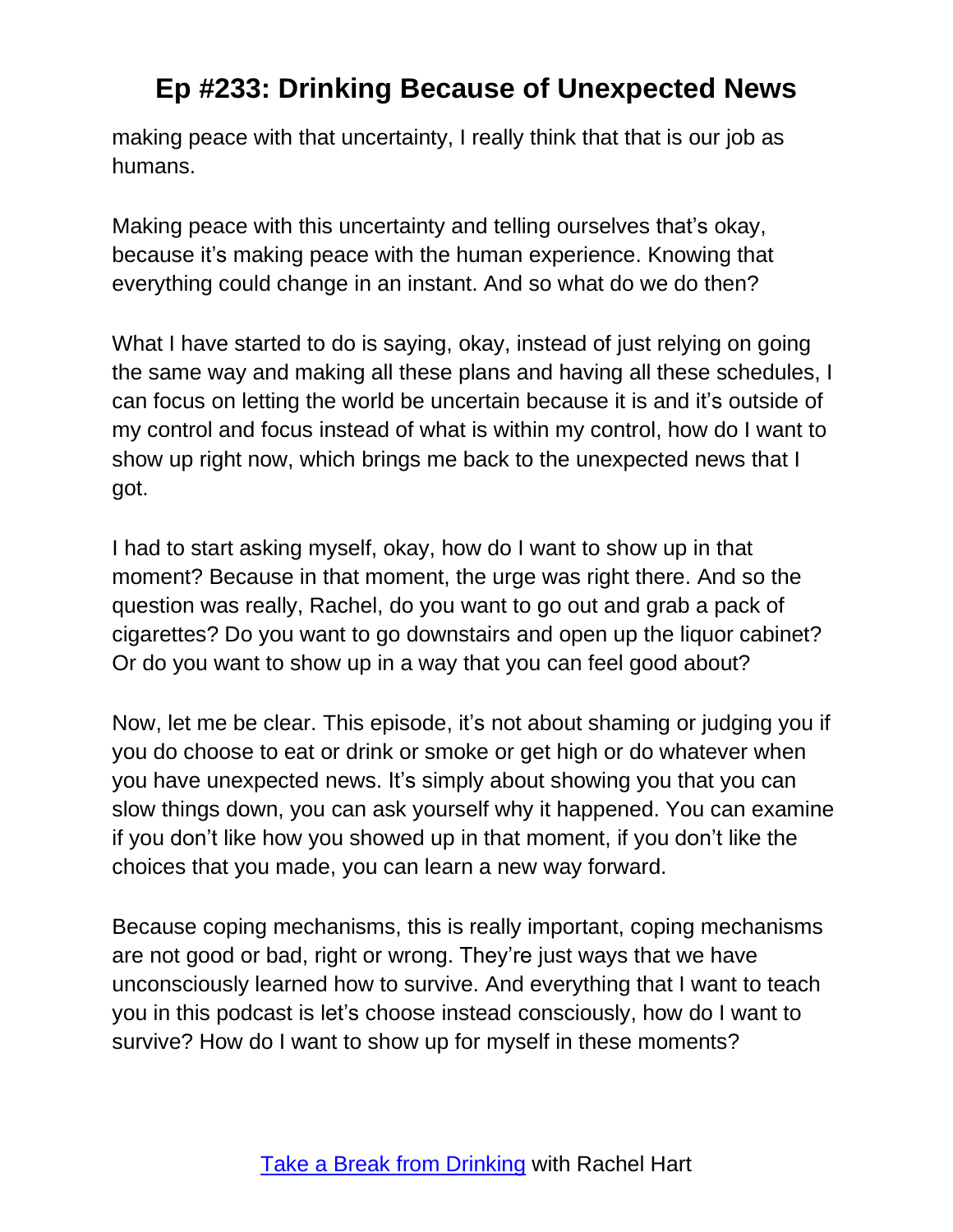making peace with that uncertainty, I really think that that is our job as humans.

Making peace with this uncertainty and telling ourselves that's okay, because it's making peace with the human experience. Knowing that everything could change in an instant. And so what do we do then?

What I have started to do is saying, okay, instead of just relying on going the same way and making all these plans and having all these schedules, I can focus on letting the world be uncertain because it is and it's outside of my control and focus instead of what is within my control, how do I want to show up right now, which brings me back to the unexpected news that I got.

I had to start asking myself, okay, how do I want to show up in that moment? Because in that moment, the urge was right there. And so the question was really, Rachel, do you want to go out and grab a pack of cigarettes? Do you want to go downstairs and open up the liquor cabinet? Or do you want to show up in a way that you can feel good about?

Now, let me be clear. This episode, it's not about shaming or judging you if you do choose to eat or drink or smoke or get high or do whatever when you have unexpected news. It's simply about showing you that you can slow things down, you can ask yourself why it happened. You can examine if you don't like how you showed up in that moment, if you don't like the choices that you made, you can learn a new way forward.

Because coping mechanisms, this is really important, coping mechanisms are not good or bad, right or wrong. They're just ways that we have unconsciously learned how to survive. And everything that I want to teach you in this podcast is let's choose instead consciously, how do I want to survive? How do I want to show up for myself in these moments?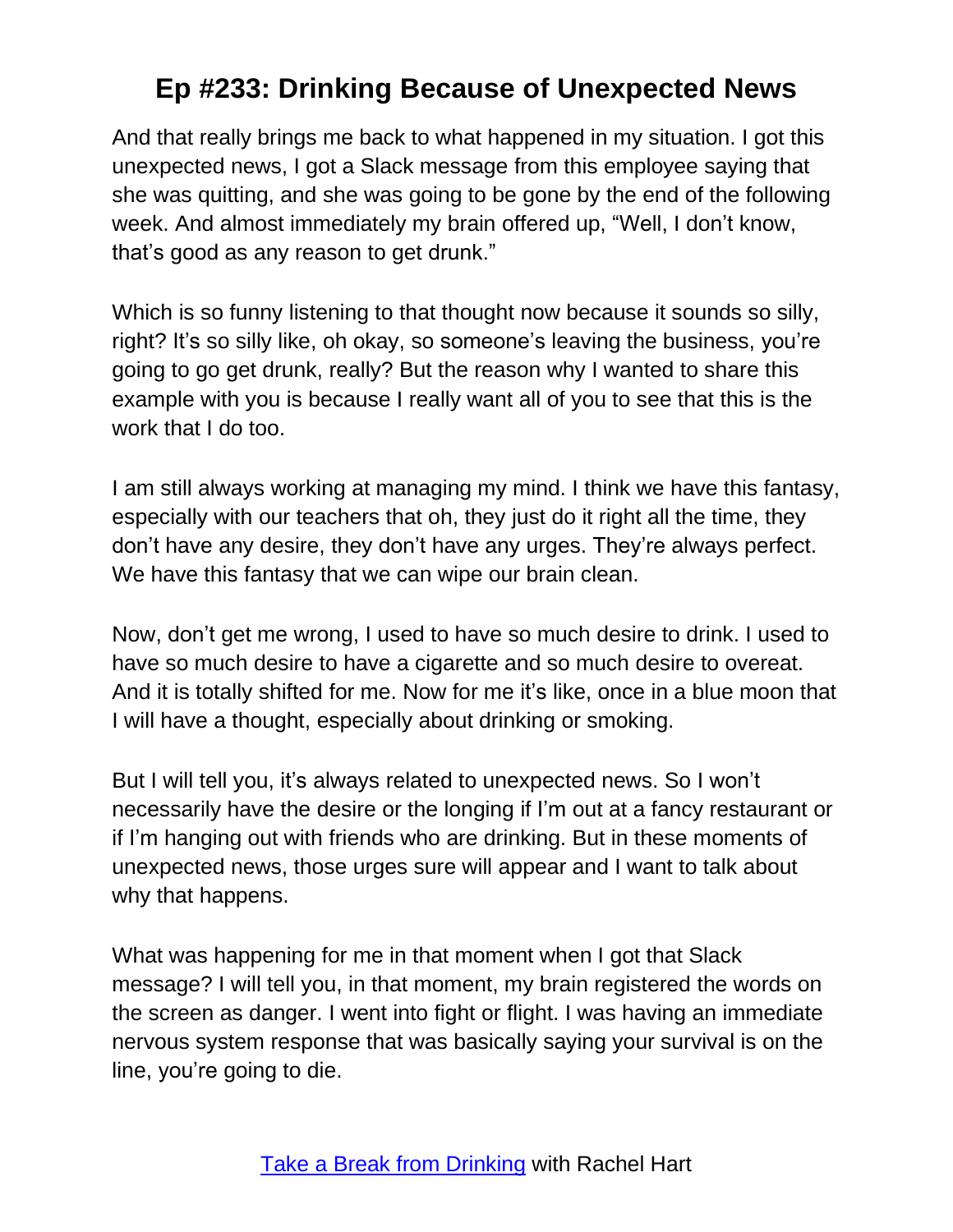And that really brings me back to what happened in my situation. I got this unexpected news, I got a Slack message from this employee saying that she was quitting, and she was going to be gone by the end of the following week. And almost immediately my brain offered up, "Well, I don't know, that's good as any reason to get drunk."

Which is so funny listening to that thought now because it sounds so silly, right? It's so silly like, oh okay, so someone's leaving the business, you're going to go get drunk, really? But the reason why I wanted to share this example with you is because I really want all of you to see that this is the work that I do too.

I am still always working at managing my mind. I think we have this fantasy, especially with our teachers that oh, they just do it right all the time, they don't have any desire, they don't have any urges. They're always perfect. We have this fantasy that we can wipe our brain clean.

Now, don't get me wrong, I used to have so much desire to drink. I used to have so much desire to have a cigarette and so much desire to overeat. And it is totally shifted for me. Now for me it's like, once in a blue moon that I will have a thought, especially about drinking or smoking.

But I will tell you, it's always related to unexpected news. So I won't necessarily have the desire or the longing if I'm out at a fancy restaurant or if I'm hanging out with friends who are drinking. But in these moments of unexpected news, those urges sure will appear and I want to talk about why that happens.

What was happening for me in that moment when I got that Slack message? I will tell you, in that moment, my brain registered the words on the screen as danger. I went into fight or flight. I was having an immediate nervous system response that was basically saying your survival is on the line, you're going to die.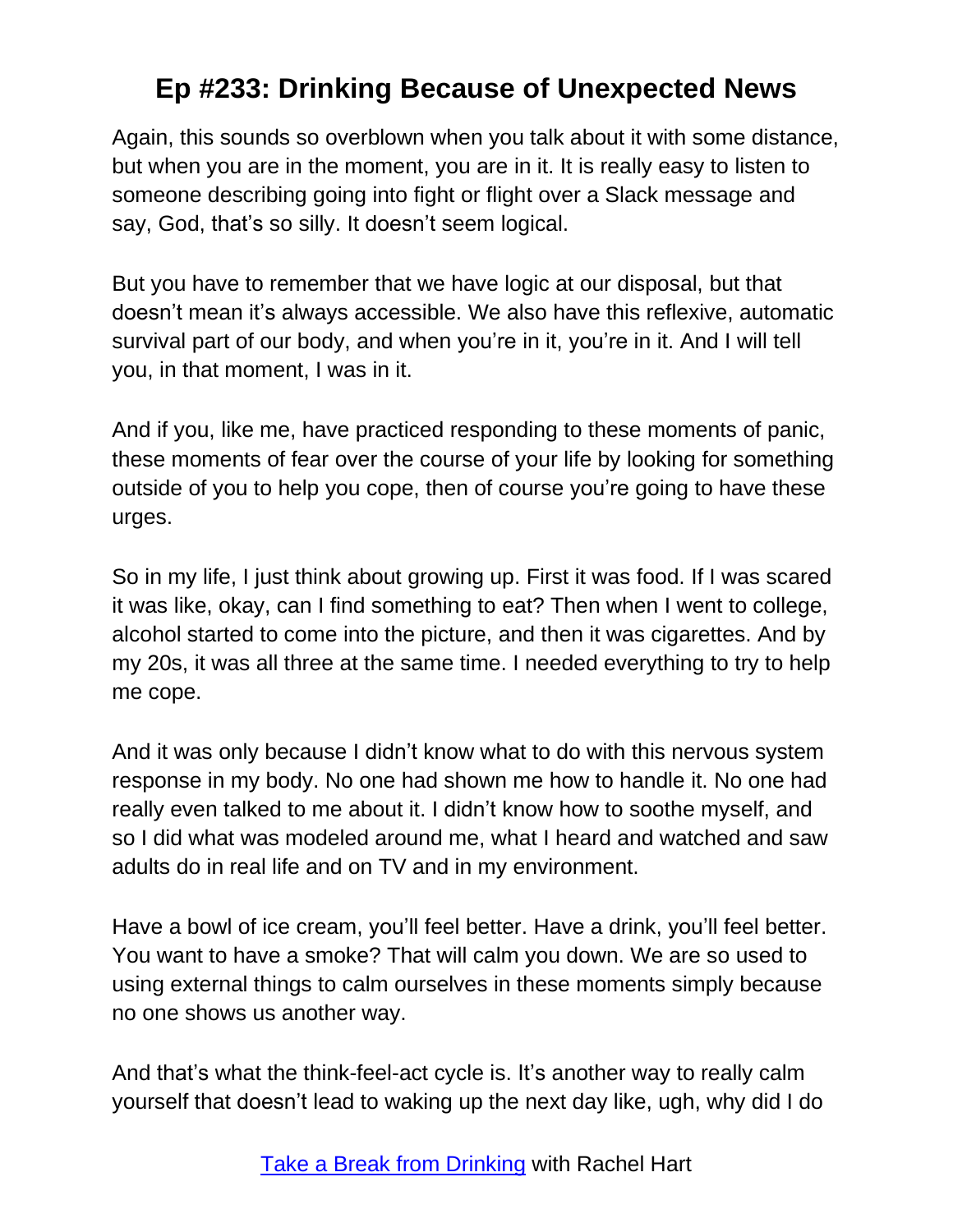Again, this sounds so overblown when you talk about it with some distance, but when you are in the moment, you are in it. It is really easy to listen to someone describing going into fight or flight over a Slack message and say, God, that's so silly. It doesn't seem logical.

But you have to remember that we have logic at our disposal, but that doesn't mean it's always accessible. We also have this reflexive, automatic survival part of our body, and when you're in it, you're in it. And I will tell you, in that moment, I was in it.

And if you, like me, have practiced responding to these moments of panic, these moments of fear over the course of your life by looking for something outside of you to help you cope, then of course you're going to have these urges.

So in my life, I just think about growing up. First it was food. If I was scared it was like, okay, can I find something to eat? Then when I went to college, alcohol started to come into the picture, and then it was cigarettes. And by my 20s, it was all three at the same time. I needed everything to try to help me cope.

And it was only because I didn't know what to do with this nervous system response in my body. No one had shown me how to handle it. No one had really even talked to me about it. I didn't know how to soothe myself, and so I did what was modeled around me, what I heard and watched and saw adults do in real life and on TV and in my environment.

Have a bowl of ice cream, you'll feel better. Have a drink, you'll feel better. You want to have a smoke? That will calm you down. We are so used to using external things to calm ourselves in these moments simply because no one shows us another way.

And that's what the think-feel-act cycle is. It's another way to really calm yourself that doesn't lead to waking up the next day like, ugh, why did I do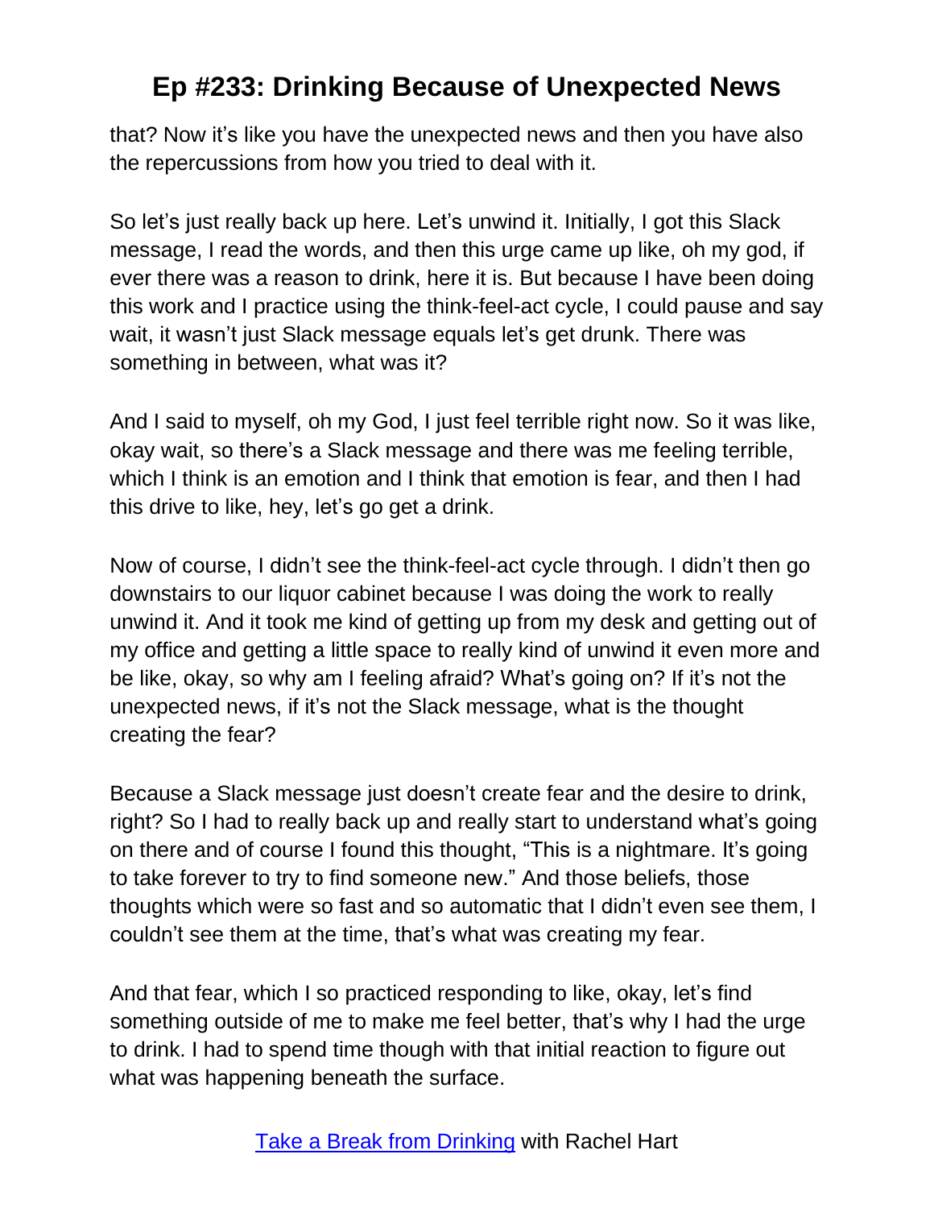that? Now it's like you have the unexpected news and then you have also the repercussions from how you tried to deal with it.

So let's just really back up here. Let's unwind it. Initially, I got this Slack message, I read the words, and then this urge came up like, oh my god, if ever there was a reason to drink, here it is. But because I have been doing this work and I practice using the think-feel-act cycle, I could pause and say wait, it wasn't just Slack message equals let's get drunk. There was something in between, what was it?

And I said to myself, oh my God, I just feel terrible right now. So it was like, okay wait, so there's a Slack message and there was me feeling terrible, which I think is an emotion and I think that emotion is fear, and then I had this drive to like, hey, let's go get a drink.

Now of course, I didn't see the think-feel-act cycle through. I didn't then go downstairs to our liquor cabinet because I was doing the work to really unwind it. And it took me kind of getting up from my desk and getting out of my office and getting a little space to really kind of unwind it even more and be like, okay, so why am I feeling afraid? What's going on? If it's not the unexpected news, if it's not the Slack message, what is the thought creating the fear?

Because a Slack message just doesn't create fear and the desire to drink, right? So I had to really back up and really start to understand what's going on there and of course I found this thought, "This is a nightmare. It's going to take forever to try to find someone new." And those beliefs, those thoughts which were so fast and so automatic that I didn't even see them, I couldn't see them at the time, that's what was creating my fear.

And that fear, which I so practiced responding to like, okay, let's find something outside of me to make me feel better, that's why I had the urge to drink. I had to spend time though with that initial reaction to figure out what was happening beneath the surface.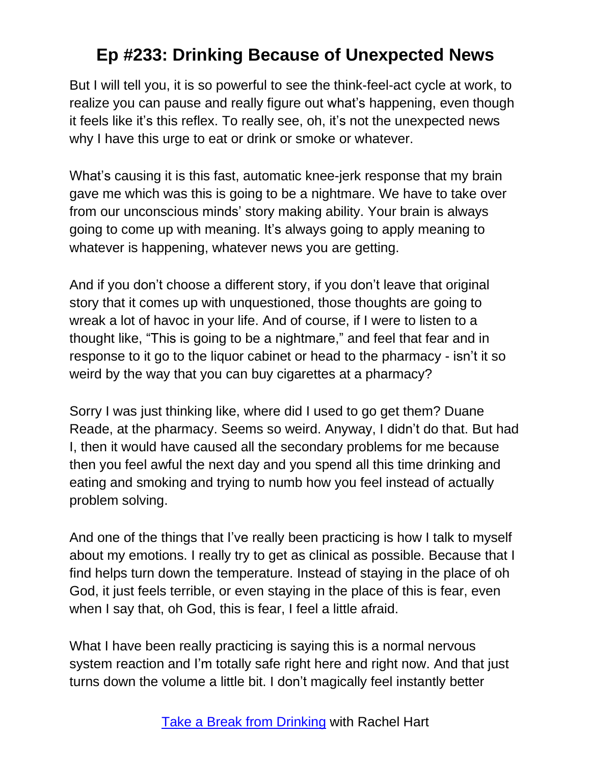But I will tell you, it is so powerful to see the think-feel-act cycle at work, to realize you can pause and really figure out what's happening, even though it feels like it's this reflex. To really see, oh, it's not the unexpected news why I have this urge to eat or drink or smoke or whatever.

What's causing it is this fast, automatic knee-jerk response that my brain gave me which was this is going to be a nightmare. We have to take over from our unconscious minds' story making ability. Your brain is always going to come up with meaning. It's always going to apply meaning to whatever is happening, whatever news you are getting.

And if you don't choose a different story, if you don't leave that original story that it comes up with unquestioned, those thoughts are going to wreak a lot of havoc in your life. And of course, if I were to listen to a thought like, "This is going to be a nightmare," and feel that fear and in response to it go to the liquor cabinet or head to the pharmacy - isn't it so weird by the way that you can buy cigarettes at a pharmacy?

Sorry I was just thinking like, where did I used to go get them? Duane Reade, at the pharmacy. Seems so weird. Anyway, I didn't do that. But had I, then it would have caused all the secondary problems for me because then you feel awful the next day and you spend all this time drinking and eating and smoking and trying to numb how you feel instead of actually problem solving.

And one of the things that I've really been practicing is how I talk to myself about my emotions. I really try to get as clinical as possible. Because that I find helps turn down the temperature. Instead of staying in the place of oh God, it just feels terrible, or even staying in the place of this is fear, even when I say that, oh God, this is fear, I feel a little afraid.

What I have been really practicing is saying this is a normal nervous system reaction and I'm totally safe right here and right now. And that just turns down the volume a little bit. I don't magically feel instantly better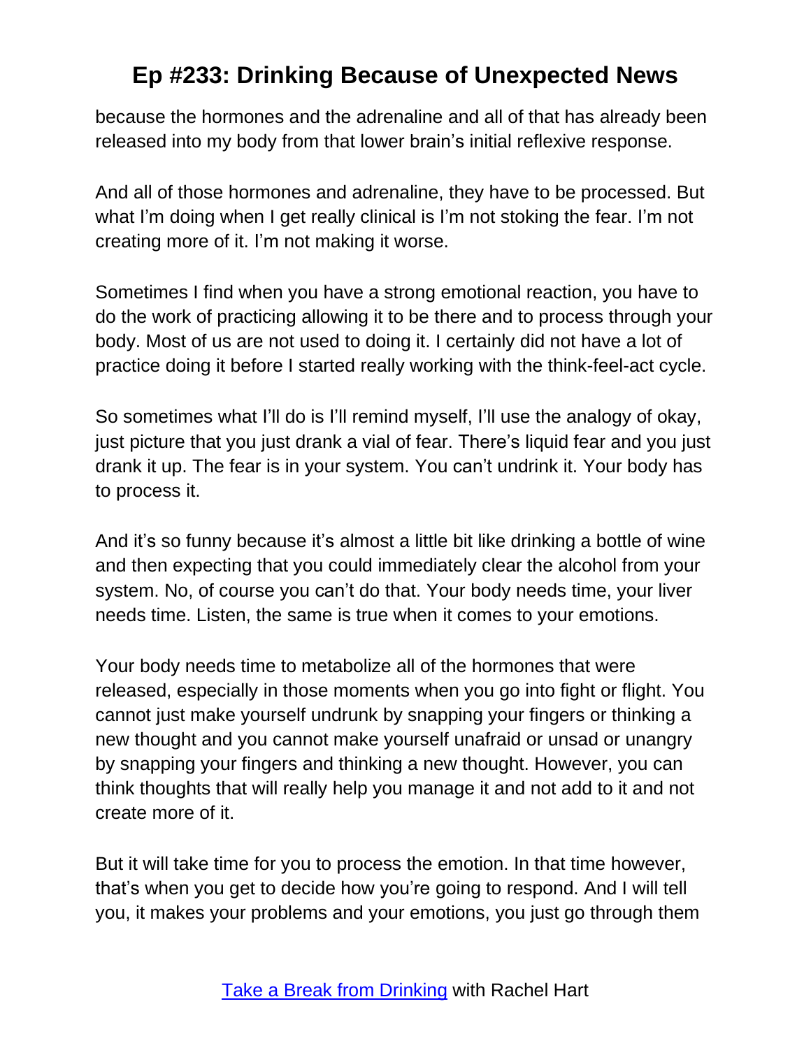because the hormones and the adrenaline and all of that has already been released into my body from that lower brain's initial reflexive response.

And all of those hormones and adrenaline, they have to be processed. But what I'm doing when I get really clinical is I'm not stoking the fear. I'm not creating more of it. I'm not making it worse.

Sometimes I find when you have a strong emotional reaction, you have to do the work of practicing allowing it to be there and to process through your body. Most of us are not used to doing it. I certainly did not have a lot of practice doing it before I started really working with the think-feel-act cycle.

So sometimes what I'll do is I'll remind myself, I'll use the analogy of okay, just picture that you just drank a vial of fear. There's liquid fear and you just drank it up. The fear is in your system. You can't undrink it. Your body has to process it.

And it's so funny because it's almost a little bit like drinking a bottle of wine and then expecting that you could immediately clear the alcohol from your system. No, of course you can't do that. Your body needs time, your liver needs time. Listen, the same is true when it comes to your emotions.

Your body needs time to metabolize all of the hormones that were released, especially in those moments when you go into fight or flight. You cannot just make yourself undrunk by snapping your fingers or thinking a new thought and you cannot make yourself unafraid or unsad or unangry by snapping your fingers and thinking a new thought. However, you can think thoughts that will really help you manage it and not add to it and not create more of it.

But it will take time for you to process the emotion. In that time however, that's when you get to decide how you're going to respond. And I will tell you, it makes your problems and your emotions, you just go through them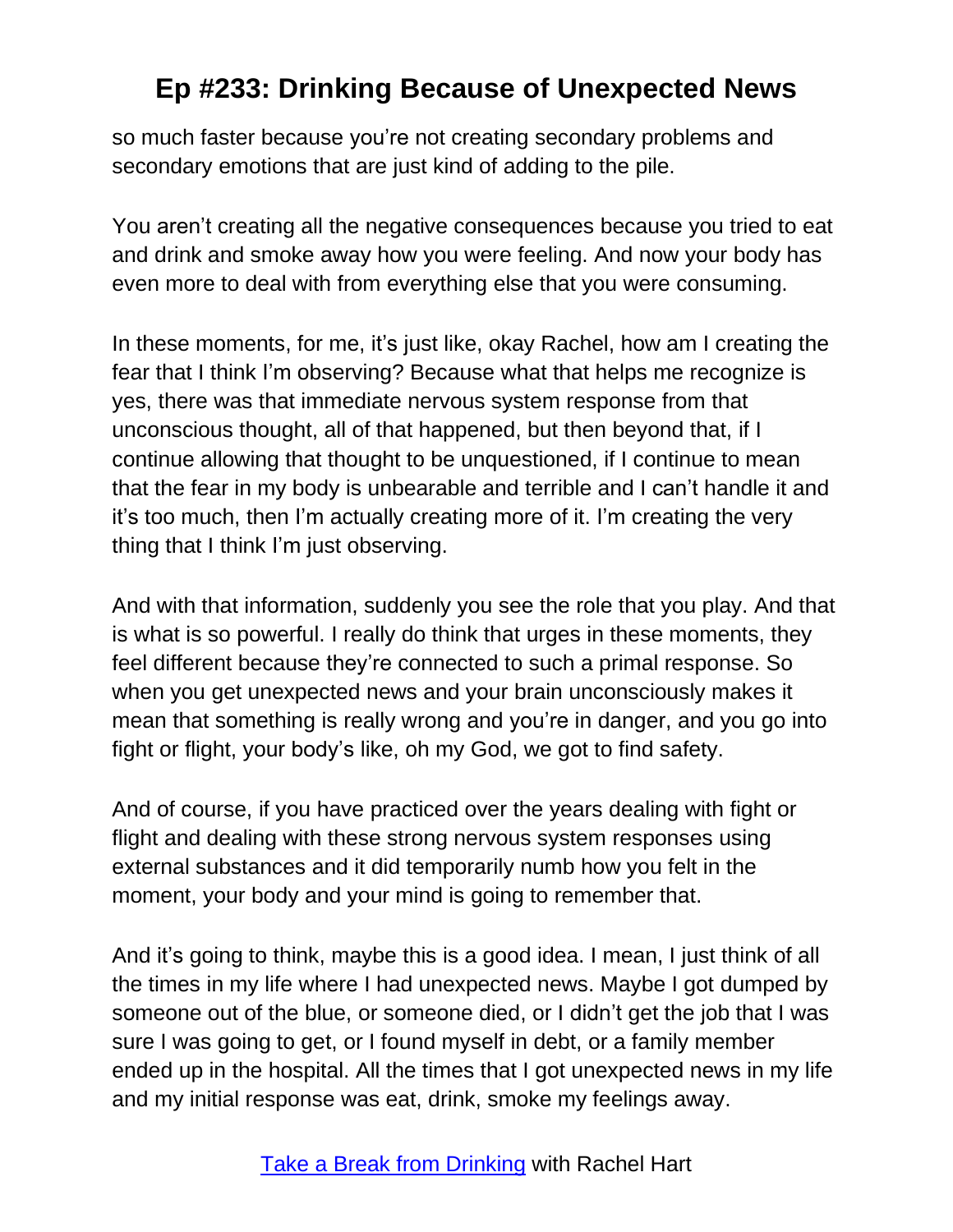so much faster because you're not creating secondary problems and secondary emotions that are just kind of adding to the pile.

You aren't creating all the negative consequences because you tried to eat and drink and smoke away how you were feeling. And now your body has even more to deal with from everything else that you were consuming.

In these moments, for me, it's just like, okay Rachel, how am I creating the fear that I think I'm observing? Because what that helps me recognize is yes, there was that immediate nervous system response from that unconscious thought, all of that happened, but then beyond that, if I continue allowing that thought to be unquestioned, if I continue to mean that the fear in my body is unbearable and terrible and I can't handle it and it's too much, then I'm actually creating more of it. I'm creating the very thing that I think I'm just observing.

And with that information, suddenly you see the role that you play. And that is what is so powerful. I really do think that urges in these moments, they feel different because they're connected to such a primal response. So when you get unexpected news and your brain unconsciously makes it mean that something is really wrong and you're in danger, and you go into fight or flight, your body's like, oh my God, we got to find safety.

And of course, if you have practiced over the years dealing with fight or flight and dealing with these strong nervous system responses using external substances and it did temporarily numb how you felt in the moment, your body and your mind is going to remember that.

And it's going to think, maybe this is a good idea. I mean, I just think of all the times in my life where I had unexpected news. Maybe I got dumped by someone out of the blue, or someone died, or I didn't get the job that I was sure I was going to get, or I found myself in debt, or a family member ended up in the hospital. All the times that I got unexpected news in my life and my initial response was eat, drink, smoke my feelings away.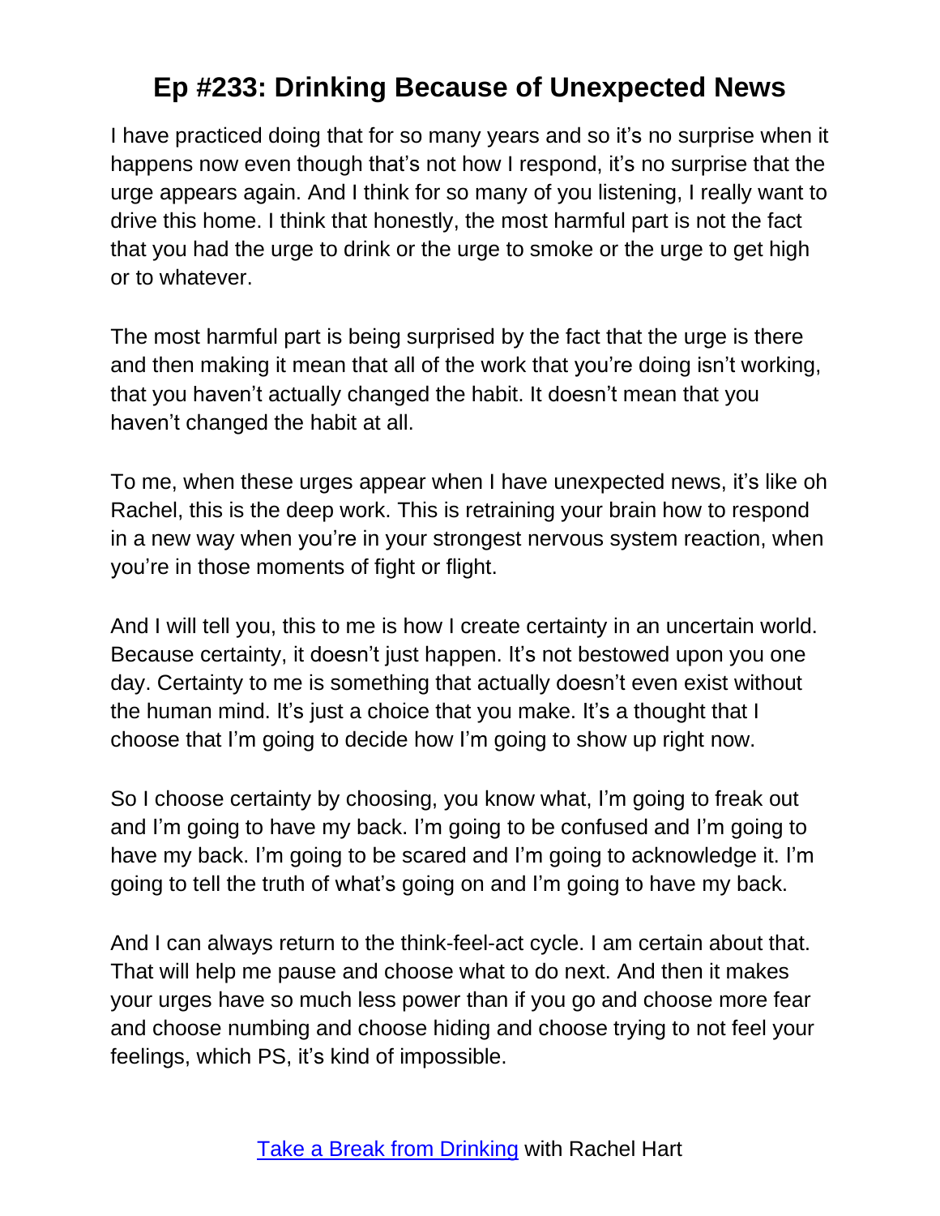I have practiced doing that for so many years and so it's no surprise when it happens now even though that's not how I respond, it's no surprise that the urge appears again. And I think for so many of you listening, I really want to drive this home. I think that honestly, the most harmful part is not the fact that you had the urge to drink or the urge to smoke or the urge to get high or to whatever.

The most harmful part is being surprised by the fact that the urge is there and then making it mean that all of the work that you're doing isn't working, that you haven't actually changed the habit. It doesn't mean that you haven't changed the habit at all.

To me, when these urges appear when I have unexpected news, it's like oh Rachel, this is the deep work. This is retraining your brain how to respond in a new way when you're in your strongest nervous system reaction, when you're in those moments of fight or flight.

And I will tell you, this to me is how I create certainty in an uncertain world. Because certainty, it doesn't just happen. It's not bestowed upon you one day. Certainty to me is something that actually doesn't even exist without the human mind. It's just a choice that you make. It's a thought that I choose that I'm going to decide how I'm going to show up right now.

So I choose certainty by choosing, you know what, I'm going to freak out and I'm going to have my back. I'm going to be confused and I'm going to have my back. I'm going to be scared and I'm going to acknowledge it. I'm going to tell the truth of what's going on and I'm going to have my back.

And I can always return to the think-feel-act cycle. I am certain about that. That will help me pause and choose what to do next. And then it makes your urges have so much less power than if you go and choose more fear and choose numbing and choose hiding and choose trying to not feel your feelings, which PS, it's kind of impossible.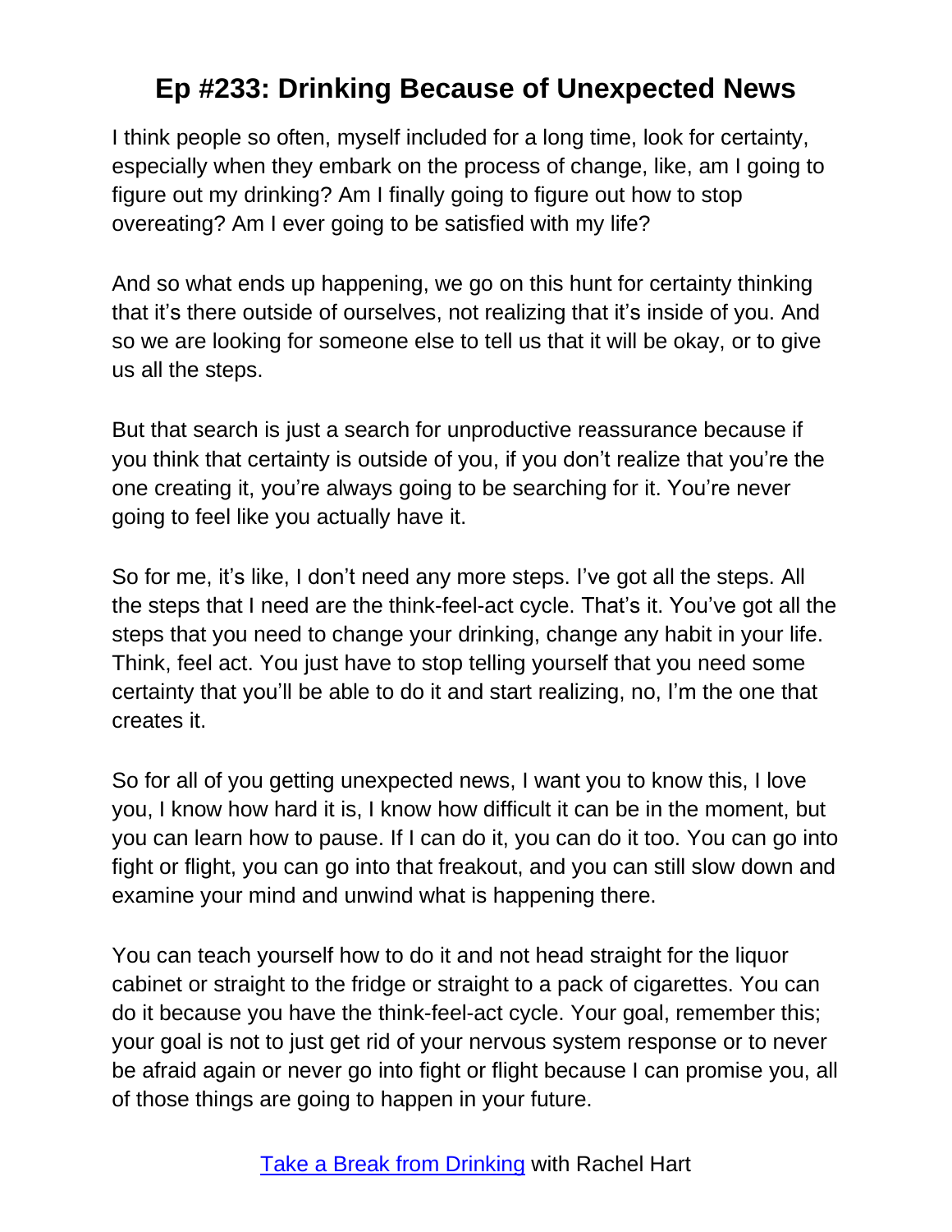I think people so often, myself included for a long time, look for certainty, especially when they embark on the process of change, like, am I going to figure out my drinking? Am I finally going to figure out how to stop overeating? Am I ever going to be satisfied with my life?

And so what ends up happening, we go on this hunt for certainty thinking that it's there outside of ourselves, not realizing that it's inside of you. And so we are looking for someone else to tell us that it will be okay, or to give us all the steps.

But that search is just a search for unproductive reassurance because if you think that certainty is outside of you, if you don't realize that you're the one creating it, you're always going to be searching for it. You're never going to feel like you actually have it.

So for me, it's like, I don't need any more steps. I've got all the steps. All the steps that I need are the think-feel-act cycle. That's it. You've got all the steps that you need to change your drinking, change any habit in your life. Think, feel act. You just have to stop telling yourself that you need some certainty that you'll be able to do it and start realizing, no, I'm the one that creates it.

So for all of you getting unexpected news, I want you to know this, I love you, I know how hard it is, I know how difficult it can be in the moment, but you can learn how to pause. If I can do it, you can do it too. You can go into fight or flight, you can go into that freakout, and you can still slow down and examine your mind and unwind what is happening there.

You can teach yourself how to do it and not head straight for the liquor cabinet or straight to the fridge or straight to a pack of cigarettes. You can do it because you have the think-feel-act cycle. Your goal, remember this; your goal is not to just get rid of your nervous system response or to never be afraid again or never go into fight or flight because I can promise you, all of those things are going to happen in your future.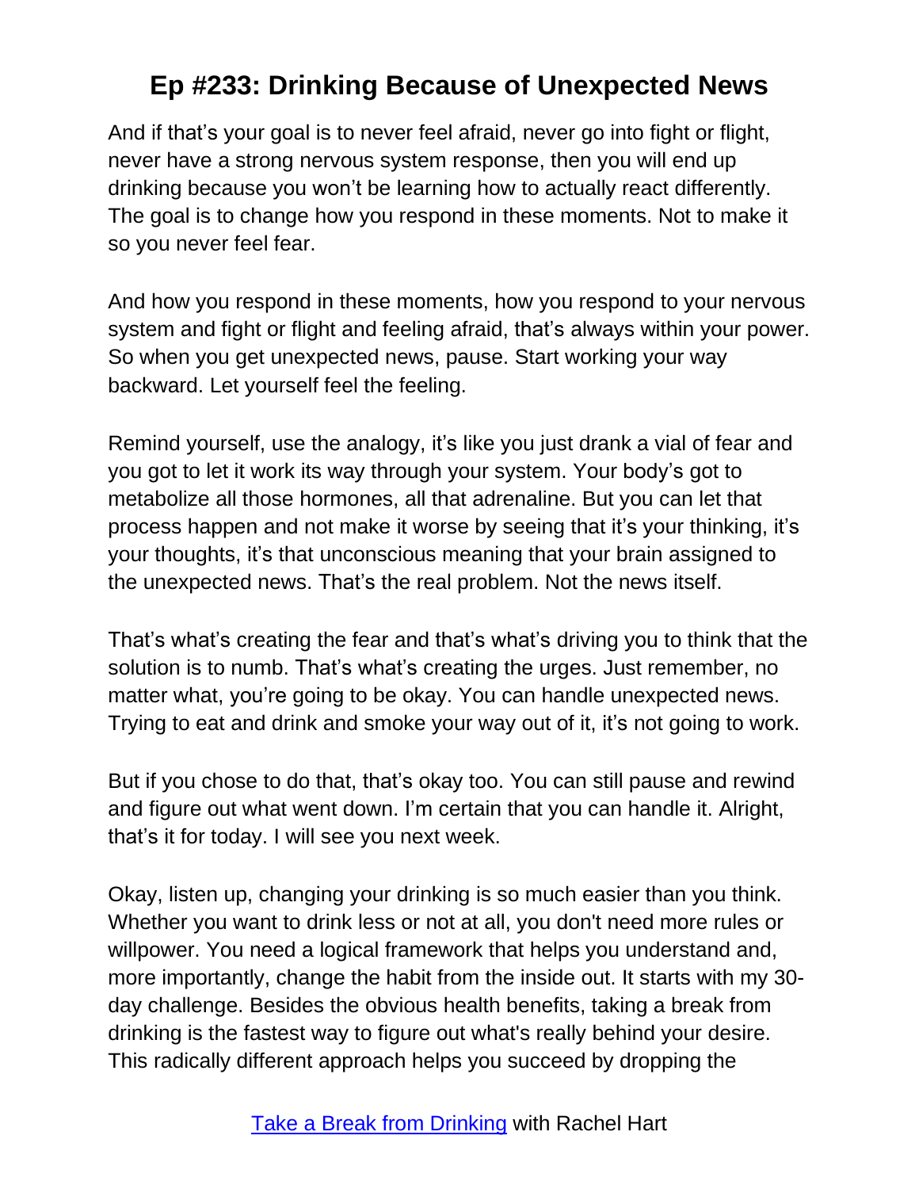And if that's your goal is to never feel afraid, never go into fight or flight, never have a strong nervous system response, then you will end up drinking because you won't be learning how to actually react differently. The goal is to change how you respond in these moments. Not to make it so you never feel fear.

And how you respond in these moments, how you respond to your nervous system and fight or flight and feeling afraid, that's always within your power. So when you get unexpected news, pause. Start working your way backward. Let yourself feel the feeling.

Remind yourself, use the analogy, it's like you just drank a vial of fear and you got to let it work its way through your system. Your body's got to metabolize all those hormones, all that adrenaline. But you can let that process happen and not make it worse by seeing that it's your thinking, it's your thoughts, it's that unconscious meaning that your brain assigned to the unexpected news. That's the real problem. Not the news itself.

That's what's creating the fear and that's what's driving you to think that the solution is to numb. That's what's creating the urges. Just remember, no matter what, you're going to be okay. You can handle unexpected news. Trying to eat and drink and smoke your way out of it, it's not going to work.

But if you chose to do that, that's okay too. You can still pause and rewind and figure out what went down. I'm certain that you can handle it. Alright, that's it for today. I will see you next week.

Okay, listen up, changing your drinking is so much easier than you think. Whether you want to drink less or not at all, you don't need more rules or willpower. You need a logical framework that helps you understand and, more importantly, change the habit from the inside out. It starts with my 30-day challenge. Besides the obvious health benefits, taking a break from drinking is the fastest way to figure out what's really behind your desire. This radically different approach helps you succeed by dropping the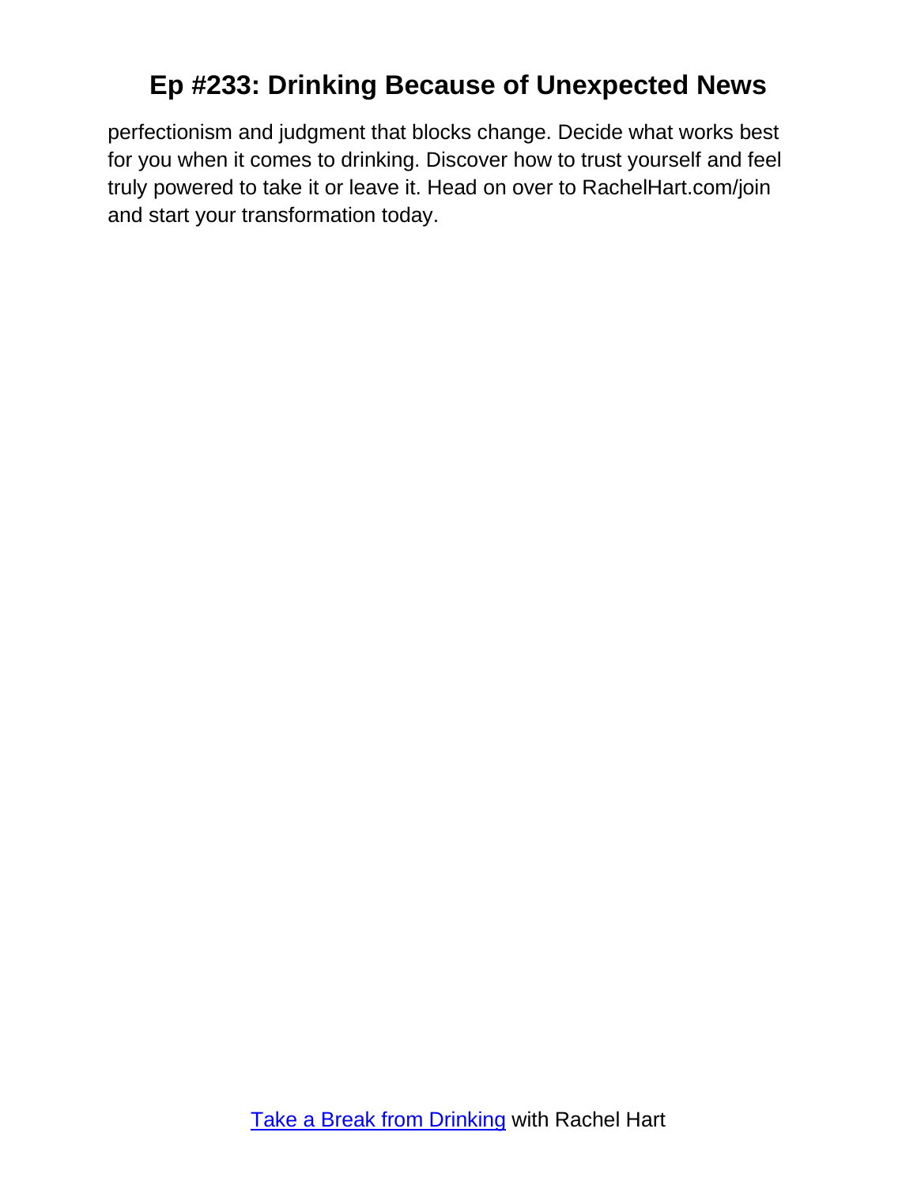perfectionism and judgment that blocks change. Decide what works best for you when it comes to drinking. Discover how to trust yourself and feel truly powered to take it or leave it. Head on over to RachelHart.com/join and start your transformation today.